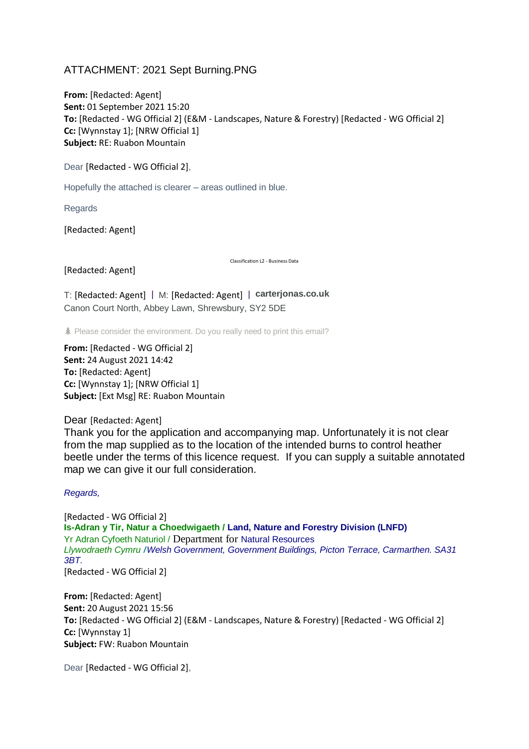ATTACHMENT: 2021 Sept Burning.PNG

**From:** [Redacted: Agent]
**Sent:** 01 September 2021 15:20
**To:** [Redacted - WG Official 2] (E&M - Landscapes, Nature & Forestry) [Redacted - WG Official 2]
**Cc:** [Wynnstay 1]; [NRW Official 1]
**Subject:** RE: Ruabon Mountain

Dear [Redacted - WG Official 2],

Hopefully the attached is clearer – areas outlined in blue.

Regards

[Redacted: Agent]

Classification L2 - Business Data

[Redacted: Agent]

T: [Redacted: Agent] | M: [Redacted: Agent] | **carterjonas.co.uk**
Canon Court North, Abbey Lawn, Shrewsbury, SY2 5DE

Please consider the environment. Do you really need to print this email?

**From:** [Redacted - WG Official 2]
**Sent:** 24 August 2021 14:42
**To:** [Redacted: Agent]
**Cc:** [Wynnstay 1]; [NRW Official 1]
**Subject:** [Ext Msg] RE: Ruabon Mountain

Dear [Redacted: Agent]
Thank you for the application and accompanying map. Unfortunately it is not clear from the map supplied as to the location of the intended burns to control heather beetle under the terms of this licence request. If you can supply a suitable annotated map we can give it our full consideration.

*Regards,*

[Redacted - WG Official 2]
**Is-Adran y Tir, Natur a Choedwigaeth / Land, Nature and Forestry Division (LNFD)**
Yr Adran Cyfoeth Naturiol / Department for Natural Resources
*Llywodraeth Cymru /Welsh Government, Government Buildings, Picton Terrace, Carmarthen. SA31 3BT.*
[Redacted - WG Official 2]

**From:** [Redacted: Agent]
**Sent:** 20 August 2021 15:56
**To:** [Redacted - WG Official 2] (E&M - Landscapes, Nature & Forestry) [Redacted - WG Official 2]
**Cc:** [Wynnstay 1]
**Subject:** FW: Ruabon Mountain

Dear [Redacted - WG Official 2],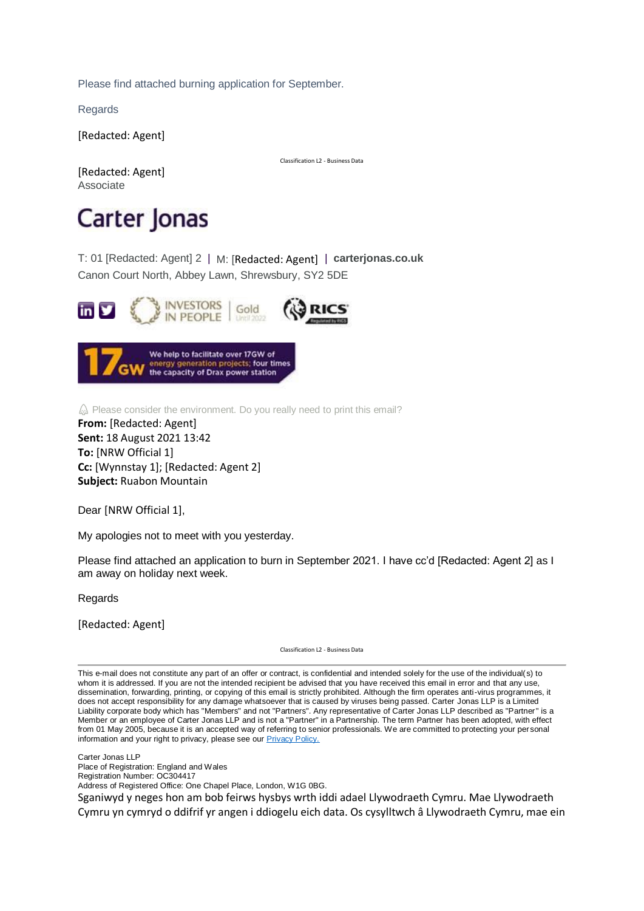Please find attached burning application for September.

Regards

[Redacted: Agent]

Classification L2 - Business Data

[Redacted: Agent]
Associate

Carter Jonas

T: 01 [Redacted: Agent] 2 | M: [Redacted: Agent] | **carterjonas.co.uk**
Canon Court North, Abbey Lawn, Shrewsbury, SY2 5DE

INVESTORS IN PEOPLE | Gold Until 2022 RICS Regulated by RICS

17GW We help to facilitate over 17GW of energy generation projects; four times the capacity of Drax power station

Please consider the environment. Do you really need to print this email?

**From:** [Redacted: Agent]
**Sent:** 18 August 2021 13:42
**To:** [NRW Official 1]
**Cc:** [Wynnstay 1]; [Redacted: Agent 2]
**Subject:** Ruabon Mountain

Dear [NRW Official 1],

My apologies not to meet with you yesterday.

Please find attached an application to burn in September 2021. I have cc'd [Redacted: Agent 2] as I am away on holiday next week.

Regards

[Redacted: Agent]

Classification L2 - Business Data

---

This e-mail does not constitute any part of an offer or contract, is confidential and intended solely for the use of the individual(s) to whom it is addressed. If you are not the intended recipient be advised that you have received this email in error and that any use, dissemination, forwarding, printing, or copying of this email is strictly prohibited. Although the firm operates anti-virus programmes, it does not accept responsibility for any damage whatsoever that is caused by viruses being passed. Carter Jonas LLP is a Limited Liability corporate body which has "Members" and not "Partners". Any representative of Carter Jonas LLP described as "Partner" is a Member or an employee of Carter Jonas LLP and is not a "Partner" in a Partnership. The term Partner has been adopted, with effect from 01 May 2005, because it is an accepted way of referring to senior professionals. We are committed to protecting your personal information and your right to privacy, please see our Privacy Policy.

Carter Jonas LLP
Place of Registration: England and Wales
Registration Number: OC304417
Address of Registered Office: One Chapel Place, London, W1G 0BG.

Sganiwyd y neges hon am bob feirws hysbys wrth iddi adael Llywodraeth Cymru. Mae Llywodraeth Cymru yn cymryd o ddifrif yr angen i ddiogelu eich data. Os cysylltwch â Llywodraeth Cymru, mae ein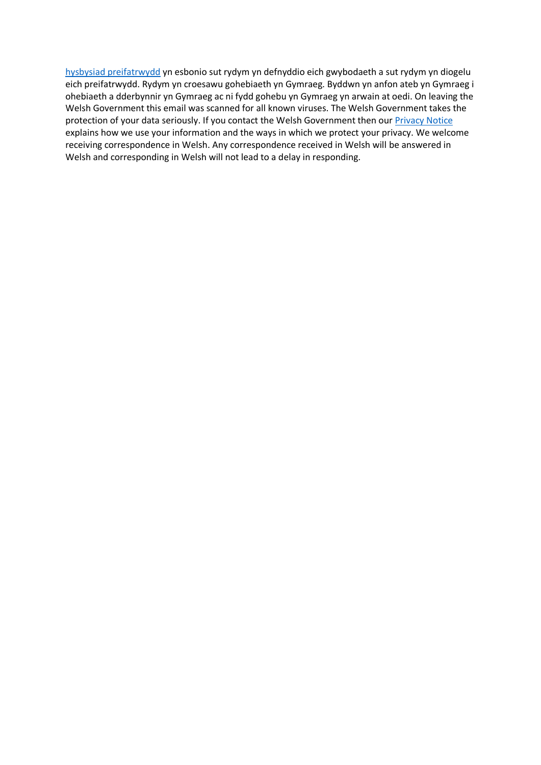hysbysiad preifatrwydd yn esbonio sut rydym yn defnyddio eich gwybodaeth a sut rydym yn diogelu eich preifatrwydd. Rydym yn croesawu gohebiaeth yn Gymraeg. Byddwn yn anfon ateb yn Gymraeg i ohebiaeth a dderbynnir yn Gymraeg ac ni fydd gohebu yn Gymraeg yn arwain at oedi. On leaving the Welsh Government this email was scanned for all known viruses. The Welsh Government takes the protection of your data seriously. If you contact the Welsh Government then our Privacy Notice explains how we use your information and the ways in which we protect your privacy. We welcome receiving correspondence in Welsh. Any correspondence received in Welsh will be answered in Welsh and corresponding in Welsh will not lead to a delay in responding.